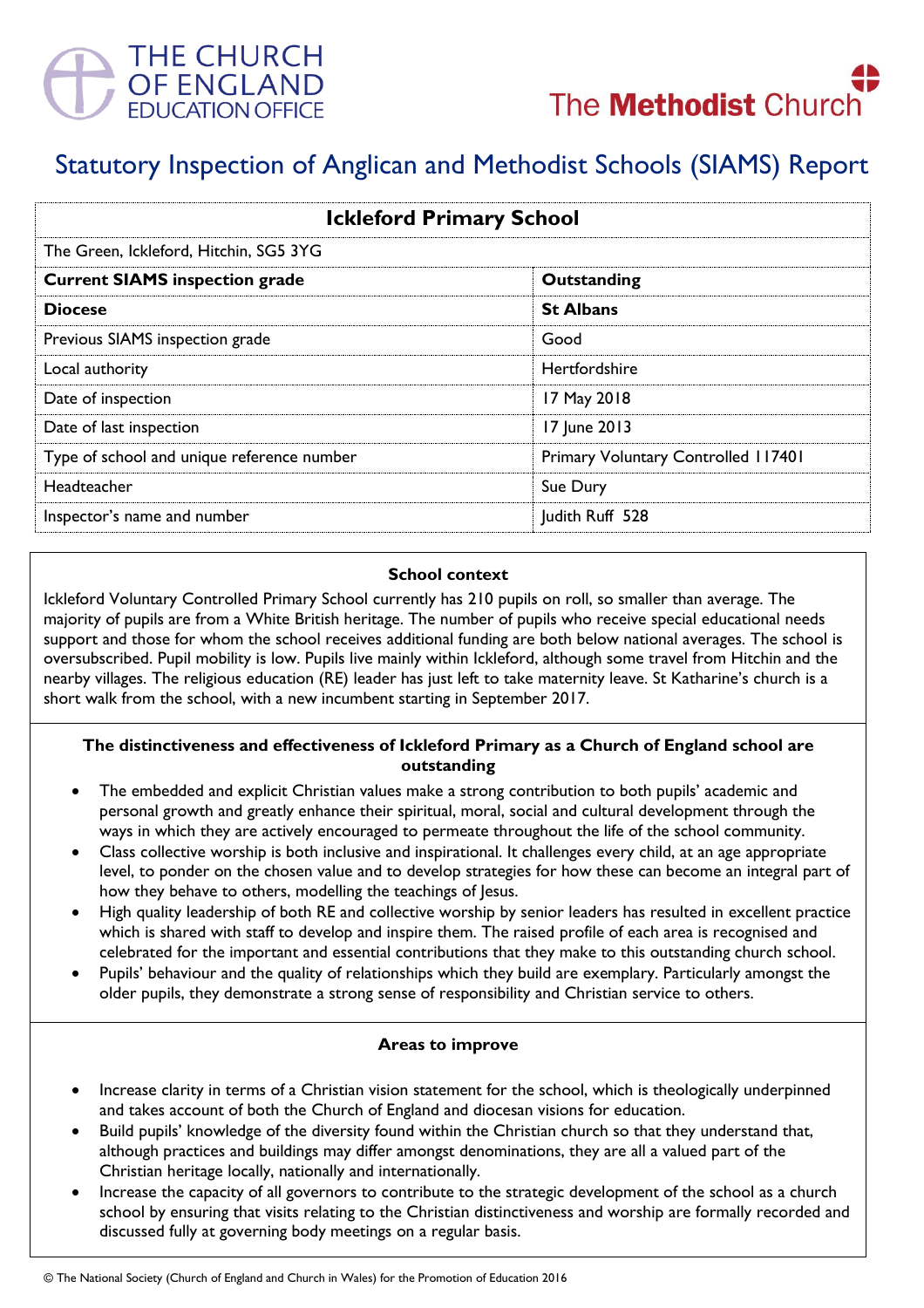THE CHURCH OF ENGLAND EDUCATION OFFICE

The **Methodist** Church

# Statutory Inspection of Anglican and Methodist Schools (SIAMS) Report

| **Ickleford Primary School** | |
|---|---|
| The Green, Ickleford, Hitchin, SG5 3YG | |
| **Current SIAMS inspection grade** | **Outstanding** |
| **Diocese** | **St Albans** |
| Previous SIAMS inspection grade | Good |
| Local authority | Hertfordshire |
| Date of inspection | 17 May 2018 |
| Date of last inspection | 17 June 2013 |
| Type of school and unique reference number | Primary Voluntary Controlled 117401 |
| Headteacher | Sue Dury |
| Inspector's name and number | Judith Ruff 528 |

### School context

Ickleford Voluntary Controlled Primary School currently has 210 pupils on roll, so smaller than average. The majority of pupils are from a White British heritage. The number of pupils who receive special educational needs support and those for whom the school receives additional funding are both below national averages. The school is oversubscribed. Pupil mobility is low. Pupils live mainly within Ickleford, although some travel from Hitchin and the nearby villages. The religious education (RE) leader has just left to take maternity leave. St Katharine's church is a short walk from the school, with a new incumbent starting in September 2017.

### The distinctiveness and effectiveness of Ickleford Primary as a Church of England school are outstanding

- The embedded and explicit Christian values make a strong contribution to both pupils' academic and personal growth and greatly enhance their spiritual, moral, social and cultural development through the ways in which they are actively encouraged to permeate throughout the life of the school community.
- Class collective worship is both inclusive and inspirational. It challenges every child, at an age appropriate level, to ponder on the chosen value and to develop strategies for how these can become an integral part of how they behave to others, modelling the teachings of Jesus.
- High quality leadership of both RE and collective worship by senior leaders has resulted in excellent practice which is shared with staff to develop and inspire them. The raised profile of each area is recognised and celebrated for the important and essential contributions that they make to this outstanding church school.
- Pupils' behaviour and the quality of relationships which they build are exemplary. Particularly amongst the older pupils, they demonstrate a strong sense of responsibility and Christian service to others.

### Areas to improve

- Increase clarity in terms of a Christian vision statement for the school, which is theologically underpinned and takes account of both the Church of England and diocesan visions for education.
- Build pupils' knowledge of the diversity found within the Christian church so that they understand that, although practices and buildings may differ amongst denominations, they are all a valued part of the Christian heritage locally, nationally and internationally.
- Increase the capacity of all governors to contribute to the strategic development of the school as a church school by ensuring that visits relating to the Christian distinctiveness and worship are formally recorded and discussed fully at governing body meetings on a regular basis.

© The National Society (Church of England and Church in Wales) for the Promotion of Education 2016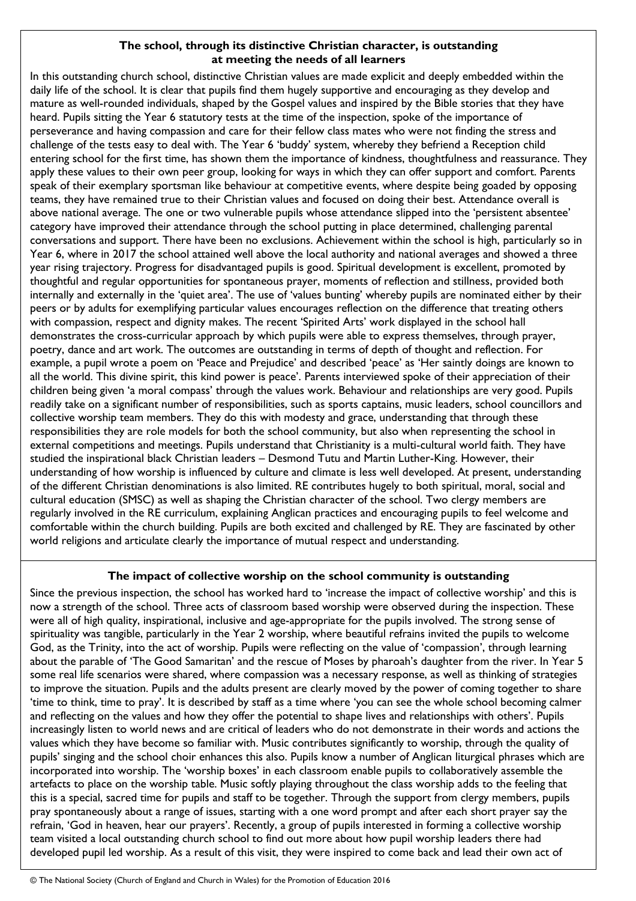**The school, through its distinctive Christian character, is outstanding at meeting the needs of all learners**

In this outstanding church school, distinctive Christian values are made explicit and deeply embedded within the daily life of the school. It is clear that pupils find them hugely supportive and encouraging as they develop and mature as well-rounded individuals, shaped by the Gospel values and inspired by the Bible stories that they have heard. Pupils sitting the Year 6 statutory tests at the time of the inspection, spoke of the importance of perseverance and having compassion and care for their fellow class mates who were not finding the stress and challenge of the tests easy to deal with. The Year 6 'buddy' system, whereby they befriend a Reception child entering school for the first time, has shown them the importance of kindness, thoughtfulness and reassurance. They apply these values to their own peer group, looking for ways in which they can offer support and comfort. Parents speak of their exemplary sportsman like behaviour at competitive events, where despite being goaded by opposing teams, they have remained true to their Christian values and focused on doing their best. Attendance overall is above national average. The one or two vulnerable pupils whose attendance slipped into the 'persistent absentee' category have improved their attendance through the school putting in place determined, challenging parental conversations and support. There have been no exclusions. Achievement within the school is high, particularly so in Year 6, where in 2017 the school attained well above the local authority and national averages and showed a three year rising trajectory. Progress for disadvantaged pupils is good. Spiritual development is excellent, promoted by thoughtful and regular opportunities for spontaneous prayer, moments of reflection and stillness, provided both internally and externally in the 'quiet area'. The use of 'values bunting' whereby pupils are nominated either by their peers or by adults for exemplifying particular values encourages reflection on the difference that treating others with compassion, respect and dignity makes. The recent 'Spirited Arts' work displayed in the school hall demonstrates the cross-curricular approach by which pupils were able to express themselves, through prayer, poetry, dance and art work. The outcomes are outstanding in terms of depth of thought and reflection. For example, a pupil wrote a poem on 'Peace and Prejudice' and described 'peace' as 'Her saintly doings are known to all the world. This divine spirit, this kind power is peace'. Parents interviewed spoke of their appreciation of their children being given 'a moral compass' through the values work. Behaviour and relationships are very good. Pupils readily take on a significant number of responsibilities, such as sports captains, music leaders, school councillors and collective worship team members. They do this with modesty and grace, understanding that through these responsibilities they are role models for both the school community, but also when representing the school in external competitions and meetings. Pupils understand that Christianity is a multi-cultural world faith. They have studied the inspirational black Christian leaders – Desmond Tutu and Martin Luther-King. However, their understanding of how worship is influenced by culture and climate is less well developed. At present, understanding of the different Christian denominations is also limited. RE contributes hugely to both spiritual, moral, social and cultural education (SMSC) as well as shaping the Christian character of the school. Two clergy members are regularly involved in the RE curriculum, explaining Anglican practices and encouraging pupils to feel welcome and comfortable within the church building. Pupils are both excited and challenged by RE. They are fascinated by other world religions and articulate clearly the importance of mutual respect and understanding.

**The impact of collective worship on the school community is outstanding**

Since the previous inspection, the school has worked hard to 'increase the impact of collective worship' and this is now a strength of the school. Three acts of classroom based worship were observed during the inspection. These were all of high quality, inspirational, inclusive and age-appropriate for the pupils involved. The strong sense of spirituality was tangible, particularly in the Year 2 worship, where beautiful refrains invited the pupils to welcome God, as the Trinity, into the act of worship. Pupils were reflecting on the value of 'compassion', through learning about the parable of 'The Good Samaritan' and the rescue of Moses by pharoah's daughter from the river. In Year 5 some real life scenarios were shared, where compassion was a necessary response, as well as thinking of strategies to improve the situation. Pupils and the adults present are clearly moved by the power of coming together to share 'time to think, time to pray'. It is described by staff as a time where 'you can see the whole school becoming calmer and reflecting on the values and how they offer the potential to shape lives and relationships with others'. Pupils increasingly listen to world news and are critical of leaders who do not demonstrate in their words and actions the values which they have become so familiar with. Music contributes significantly to worship, through the quality of pupils' singing and the school choir enhances this also. Pupils know a number of Anglican liturgical phrases which are incorporated into worship. The 'worship boxes' in each classroom enable pupils to collaboratively assemble the artefacts to place on the worship table. Music softly playing throughout the class worship adds to the feeling that this is a special, sacred time for pupils and staff to be together. Through the support from clergy members, pupils pray spontaneously about a range of issues, starting with a one word prompt and after each short prayer say the refrain, 'God in heaven, hear our prayers'. Recently, a group of pupils interested in forming a collective worship team visited a local outstanding church school to find out more about how pupil worship leaders there had developed pupil led worship. As a result of this visit, they were inspired to come back and lead their own act of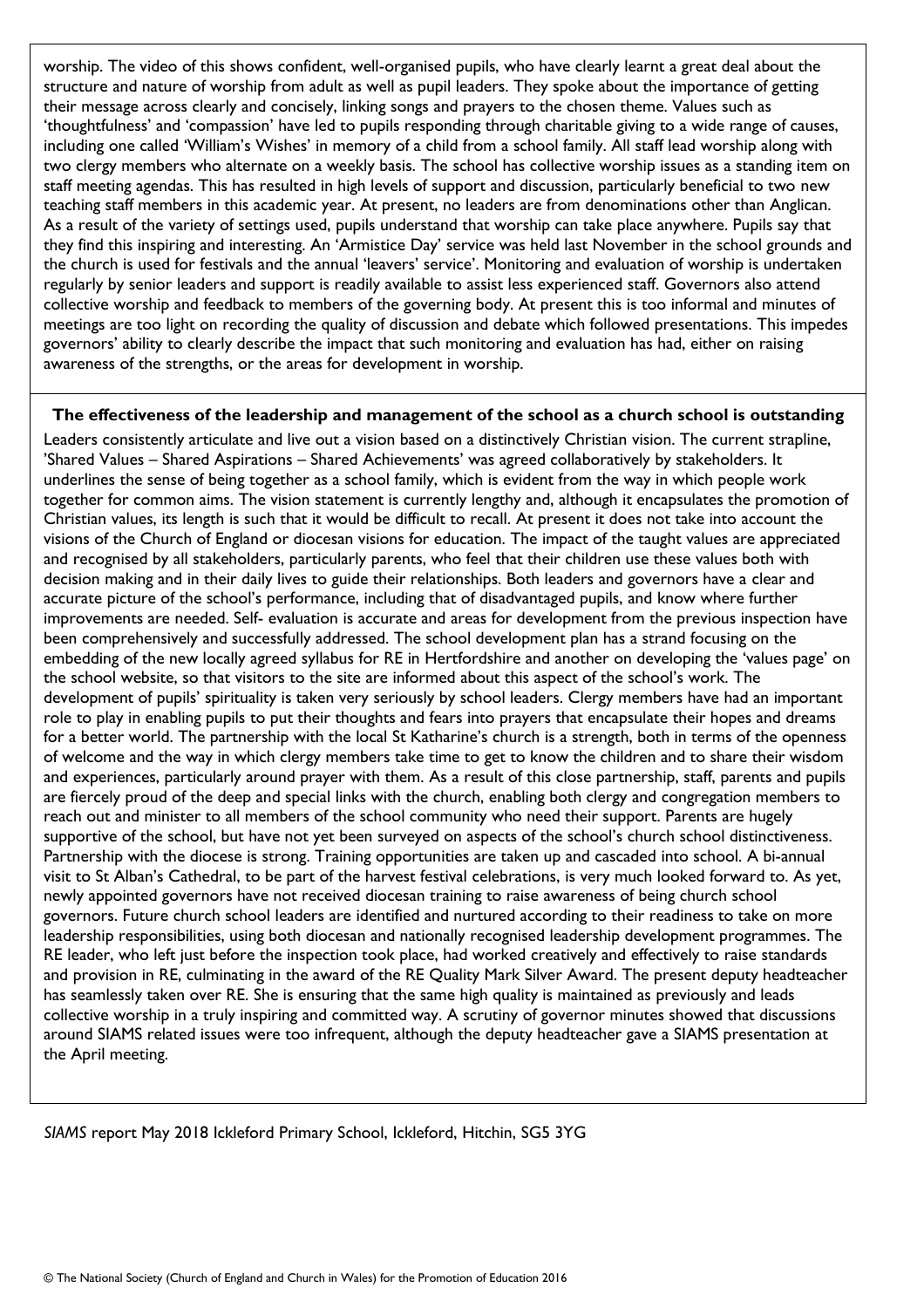worship. The video of this shows confident, well-organised pupils, who have clearly learnt a great deal about the structure and nature of worship from adult as well as pupil leaders. They spoke about the importance of getting their message across clearly and concisely, linking songs and prayers to the chosen theme. Values such as 'thoughtfulness' and 'compassion' have led to pupils responding through charitable giving to a wide range of causes, including one called 'William's Wishes' in memory of a child from a school family. All staff lead worship along with two clergy members who alternate on a weekly basis. The school has collective worship issues as a standing item on staff meeting agendas. This has resulted in high levels of support and discussion, particularly beneficial to two new teaching staff members in this academic year. At present, no leaders are from denominations other than Anglican. As a result of the variety of settings used, pupils understand that worship can take place anywhere. Pupils say that they find this inspiring and interesting. An 'Armistice Day' service was held last November in the school grounds and the church is used for festivals and the annual 'leavers' service'. Monitoring and evaluation of worship is undertaken regularly by senior leaders and support is readily available to assist less experienced staff. Governors also attend collective worship and feedback to members of the governing body. At present this is too informal and minutes of meetings are too light on recording the quality of discussion and debate which followed presentations. This impedes governors' ability to clearly describe the impact that such monitoring and evaluation has had, either on raising awareness of the strengths, or the areas for development in worship.

**The effectiveness of the leadership and management of the school as a church school is outstanding**

Leaders consistently articulate and live out a vision based on a distinctively Christian vision. The current strapline, 'Shared Values – Shared Aspirations – Shared Achievements' was agreed collaboratively by stakeholders. It underlines the sense of being together as a school family, which is evident from the way in which people work together for common aims. The vision statement is currently lengthy and, although it encapsulates the promotion of Christian values, its length is such that it would be difficult to recall. At present it does not take into account the visions of the Church of England or diocesan visions for education. The impact of the taught values are appreciated and recognised by all stakeholders, particularly parents, who feel that their children use these values both with decision making and in their daily lives to guide their relationships. Both leaders and governors have a clear and accurate picture of the school's performance, including that of disadvantaged pupils, and know where further improvements are needed. Self- evaluation is accurate and areas for development from the previous inspection have been comprehensively and successfully addressed. The school development plan has a strand focusing on the embedding of the new locally agreed syllabus for RE in Hertfordshire and another on developing the 'values page' on the school website, so that visitors to the site are informed about this aspect of the school's work. The development of pupils' spirituality is taken very seriously by school leaders. Clergy members have had an important role to play in enabling pupils to put their thoughts and fears into prayers that encapsulate their hopes and dreams for a better world. The partnership with the local St Katharine's church is a strength, both in terms of the openness of welcome and the way in which clergy members take time to get to know the children and to share their wisdom and experiences, particularly around prayer with them. As a result of this close partnership, staff, parents and pupils are fiercely proud of the deep and special links with the church, enabling both clergy and congregation members to reach out and minister to all members of the school community who need their support. Parents are hugely supportive of the school, but have not yet been surveyed on aspects of the school's church school distinctiveness. Partnership with the diocese is strong. Training opportunities are taken up and cascaded into school. A bi-annual visit to St Alban's Cathedral, to be part of the harvest festival celebrations, is very much looked forward to. As yet, newly appointed governors have not received diocesan training to raise awareness of being church school governors. Future church school leaders are identified and nurtured according to their readiness to take on more leadership responsibilities, using both diocesan and nationally recognised leadership development programmes. The RE leader, who left just before the inspection took place, had worked creatively and effectively to raise standards and provision in RE, culminating in the award of the RE Quality Mark Silver Award. The present deputy headteacher has seamlessly taken over RE. She is ensuring that the same high quality is maintained as previously and leads collective worship in a truly inspiring and committed way. A scrutiny of governor minutes showed that discussions around SIAMS related issues were too infrequent, although the deputy headteacher gave a SIAMS presentation at the April meeting.

*SIAMS* report May 2018 Ickleford Primary School, Ickleford, Hitchin, SG5 3YG

© The National Society (Church of England and Church in Wales) for the Promotion of Education 2016